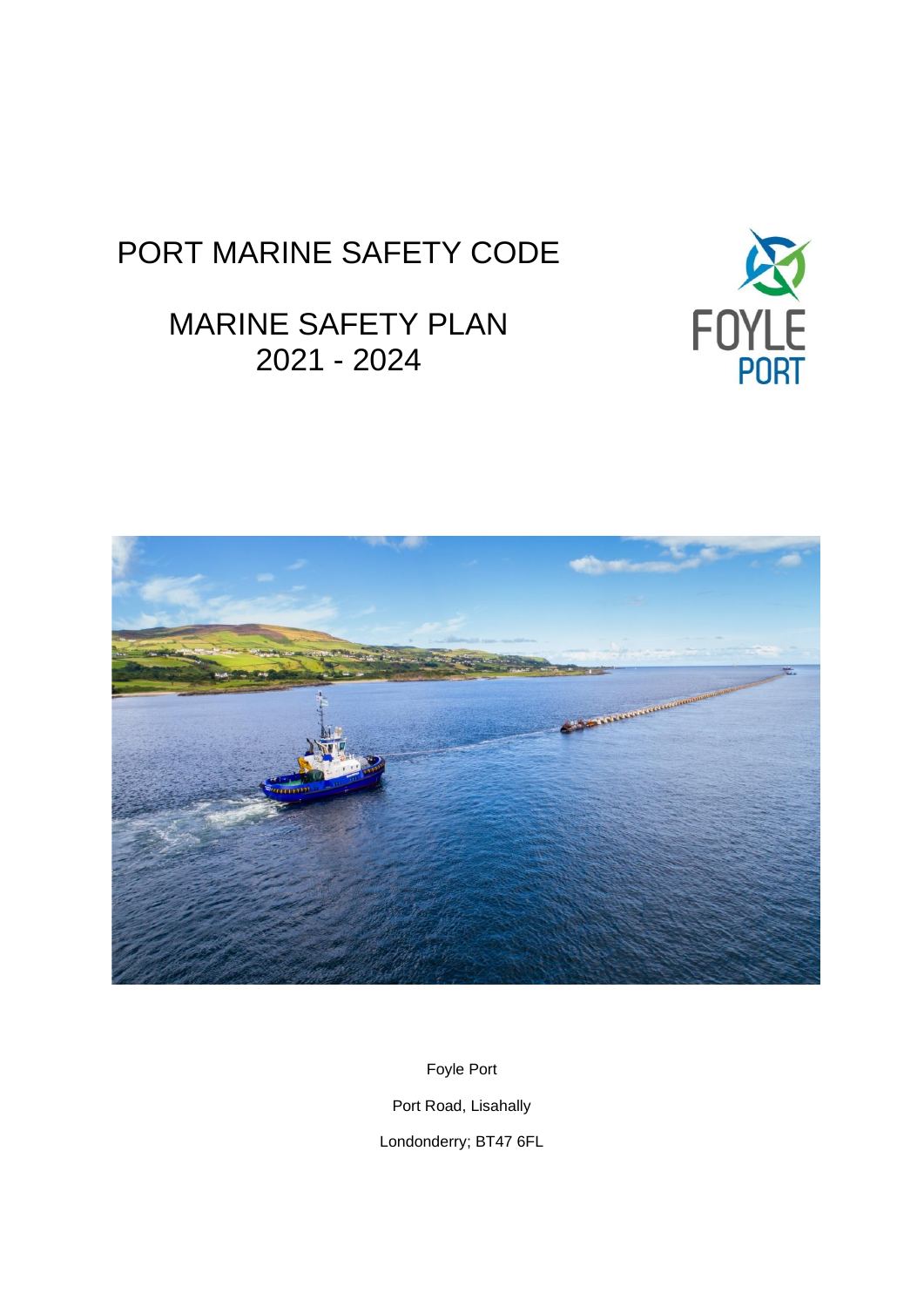# PORT MARINE SAFETY CODE

## MARINE SAFETY PLAN 2021 - 2024

Foyle Port

Port Road, Lisahally

Londonderry; BT47 6FL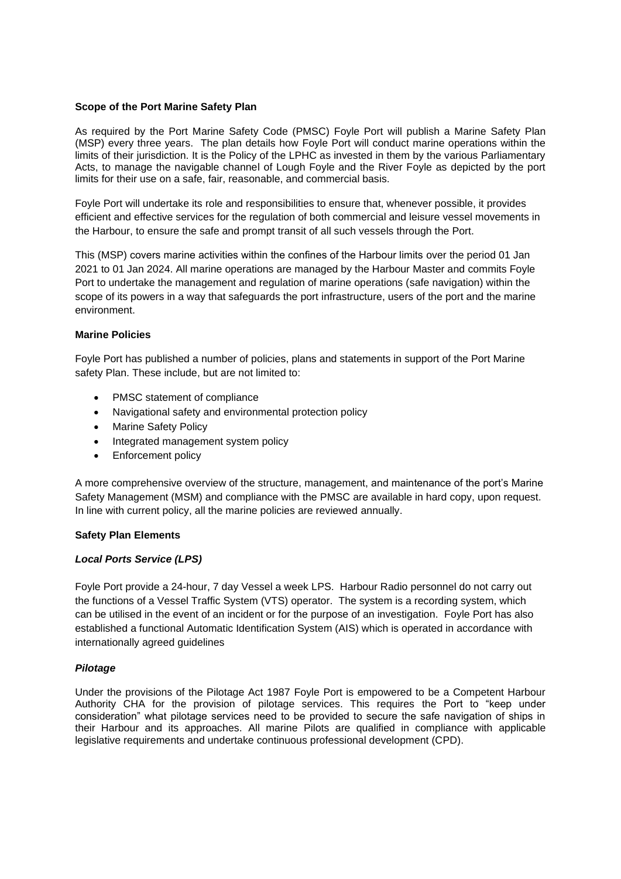**Scope of the Port Marine Safety Plan**

As required by the Port Marine Safety Code (PMSC) Foyle Port will publish a Marine Safety Plan (MSP) every three years. The plan details how Foyle Port will conduct marine operations within the limits of their jurisdiction. It is the Policy of the LPHC as invested in them by the various Parliamentary Acts, to manage the navigable channel of Lough Foyle and the River Foyle as depicted by the port limits for their use on a safe, fair, reasonable, and commercial basis.

Foyle Port will undertake its role and responsibilities to ensure that, whenever possible, it provides efficient and effective services for the regulation of both commercial and leisure vessel movements in the Harbour, to ensure the safe and prompt transit of all such vessels through the Port.

This (MSP) covers marine activities within the confines of the Harbour limits over the period 01 Jan 2021 to 01 Jan 2024. All marine operations are managed by the Harbour Master and commits Foyle Port to undertake the management and regulation of marine operations (safe navigation) within the scope of its powers in a way that safeguards the port infrastructure, users of the port and the marine environment.

**Marine Policies**

Foyle Port has published a number of policies, plans and statements in support of the Port Marine safety Plan. These include, but are not limited to:

- PMSC statement of compliance
- Navigational safety and environmental protection policy
- Marine Safety Policy
- Integrated management system policy
- Enforcement policy

A more comprehensive overview of the structure, management, and maintenance of the port's Marine Safety Management (MSM) and compliance with the PMSC are available in hard copy, upon request. In line with current policy, all the marine policies are reviewed annually.

**Safety Plan Elements**

***Local Ports Service (LPS)***

Foyle Port provide a 24-hour, 7 day Vessel a week LPS. Harbour Radio personnel do not carry out the functions of a Vessel Traffic System (VTS) operator. The system is a recording system, which can be utilised in the event of an incident or for the purpose of an investigation. Foyle Port has also established a functional Automatic Identification System (AIS) which is operated in accordance with internationally agreed guidelines

***Pilotage***

Under the provisions of the Pilotage Act 1987 Foyle Port is empowered to be a Competent Harbour Authority CHA for the provision of pilotage services. This requires the Port to "keep under consideration" what pilotage services need to be provided to secure the safe navigation of ships in their Harbour and its approaches. All marine Pilots are qualified in compliance with applicable legislative requirements and undertake continuous professional development (CPD).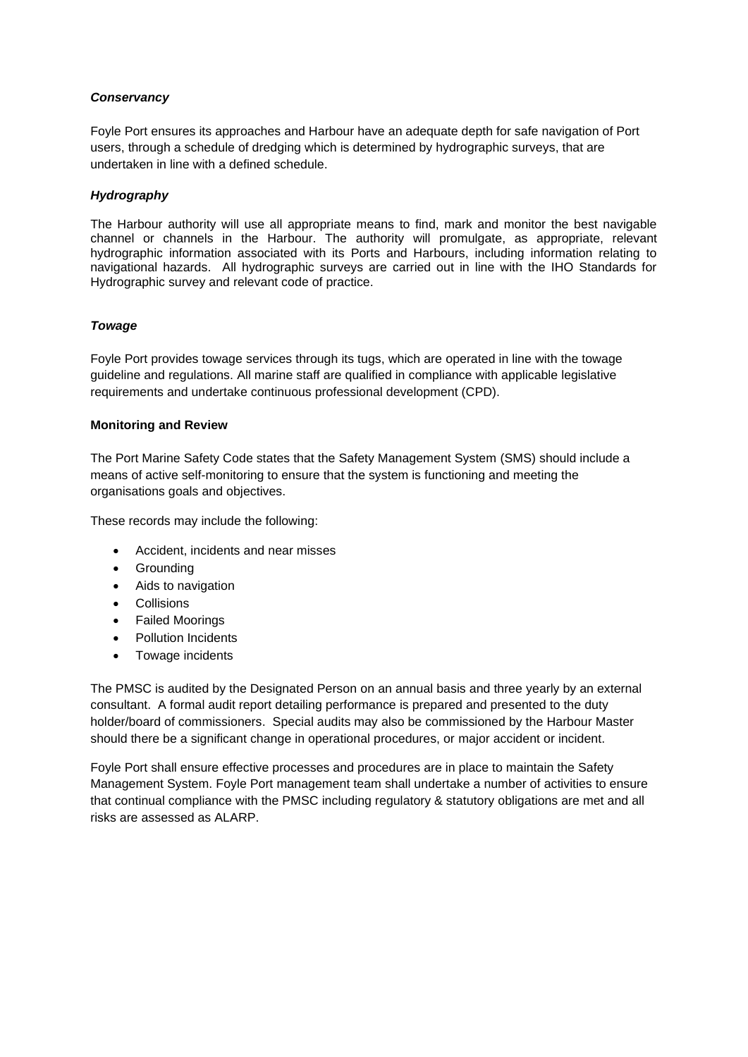***Conservancy***

Foyle Port ensures its approaches and Harbour have an adequate depth for safe navigation of Port users, through a schedule of dredging which is determined by hydrographic surveys, that are undertaken in line with a defined schedule.

***Hydrography***

The Harbour authority will use all appropriate means to find, mark and monitor the best navigable channel or channels in the Harbour. The authority will promulgate, as appropriate, relevant hydrographic information associated with its Ports and Harbours, including information relating to navigational hazards. All hydrographic surveys are carried out in line with the IHO Standards for Hydrographic survey and relevant code of practice.

***Towage***

Foyle Port provides towage services through its tugs, which are operated in line with the towage guideline and regulations. All marine staff are qualified in compliance with applicable legislative requirements and undertake continuous professional development (CPD).

**Monitoring and Review**

The Port Marine Safety Code states that the Safety Management System (SMS) should include a means of active self-monitoring to ensure that the system is functioning and meeting the organisations goals and objectives.

These records may include the following:

- Accident, incidents and near misses
- Grounding
- Aids to navigation
- Collisions
- Failed Moorings
- Pollution Incidents
- Towage incidents

The PMSC is audited by the Designated Person on an annual basis and three yearly by an external consultant. A formal audit report detailing performance is prepared and presented to the duty holder/board of commissioners. Special audits may also be commissioned by the Harbour Master should there be a significant change in operational procedures, or major accident or incident.

Foyle Port shall ensure effective processes and procedures are in place to maintain the Safety Management System. Foyle Port management team shall undertake a number of activities to ensure that continual compliance with the PMSC including regulatory & statutory obligations are met and all risks are assessed as ALARP.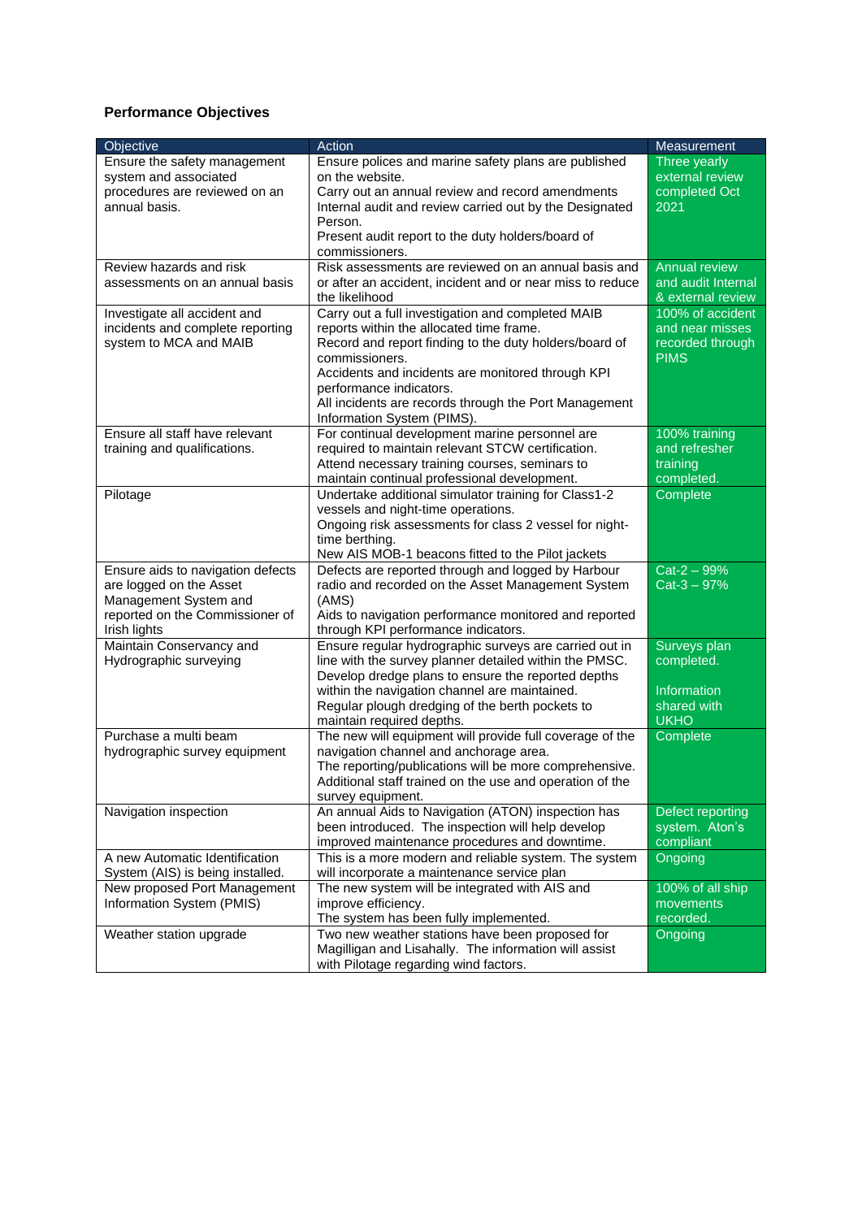**Performance Objectives**

| Objective | Action | Measurement |
|---|---|---|
| Ensure the safety management system and associated procedures are reviewed on an annual basis. | Ensure polices and marine safety plans are published on the website.<br>Carry out an annual review and record amendments<br>Internal audit and review carried out by the Designated Person.<br>Present audit report to the duty holders/board of commissioners. | Three yearly external review completed Oct 2021 |
| Review hazards and risk assessments on an annual basis | Risk assessments are reviewed on an annual basis and or after an accident, incident and or near miss to reduce the likelihood | Annual review and audit Internal & external review |
| Investigate all accident and incidents and complete reporting system to MCA and MAIB | Carry out a full investigation and completed MAIB reports within the allocated time frame.<br>Record and report finding to the duty holders/board of commissioners.<br>Accidents and incidents are monitored through KPI performance indicators.<br>All incidents are records through the Port Management Information System (PIMS). | 100% of accident and near misses recorded through PIMS |
| Ensure all staff have relevant training and qualifications. | For continual development marine personnel are required to maintain relevant STCW certification.<br>Attend necessary training courses, seminars to maintain continual professional development. | 100% training and refresher training completed. |
| Pilotage | Undertake additional simulator training for Class1-2 vessels and night-time operations.<br>Ongoing risk assessments for class 2 vessel for night-time berthing.<br>New AIS MOB-1 beacons fitted to the Pilot jackets | Complete |
| Ensure aids to navigation defects are logged on the Asset Management System and reported on the Commissioner of Irish lights | Defects are reported through and logged by Harbour radio and recorded on the Asset Management System (AMS)<br>Aids to navigation performance monitored and reported through KPI performance indicators. | Cat-2 – 99%<br>Cat-3 – 97% |
| Maintain Conservancy and Hydrographic surveying | Ensure regular hydrographic surveys are carried out in line with the survey planner detailed within the PMSC.<br>Develop dredge plans to ensure the reported depths within the navigation channel are maintained.<br>Regular plough dredging of the berth pockets to maintain required depths. | Surveys plan completed.<br><br>Information shared with UKHO |
| Purchase a multi beam hydrographic survey equipment | The new will equipment will provide full coverage of the navigation channel and anchorage area.<br>The reporting/publications will be more comprehensive.<br>Additional staff trained on the use and operation of the survey equipment. | Complete |
| Navigation inspection | An annual Aids to Navigation (ATON) inspection has been introduced. The inspection will help develop improved maintenance procedures and downtime. | Defect reporting system. Aton's compliant |
| A new Automatic Identification System (AIS) is being installed. | This is a more modern and reliable system. The system will incorporate a maintenance service plan | Ongoing |
| New proposed Port Management Information System (PMIS) | The new system will be integrated with AIS and improve efficiency.<br>The system has been fully implemented. | 100% of all ship movements recorded. |
| Weather station upgrade | Two new weather stations have been proposed for Magilligan and Lisahally. The information will assist with Pilotage regarding wind factors. | Ongoing |